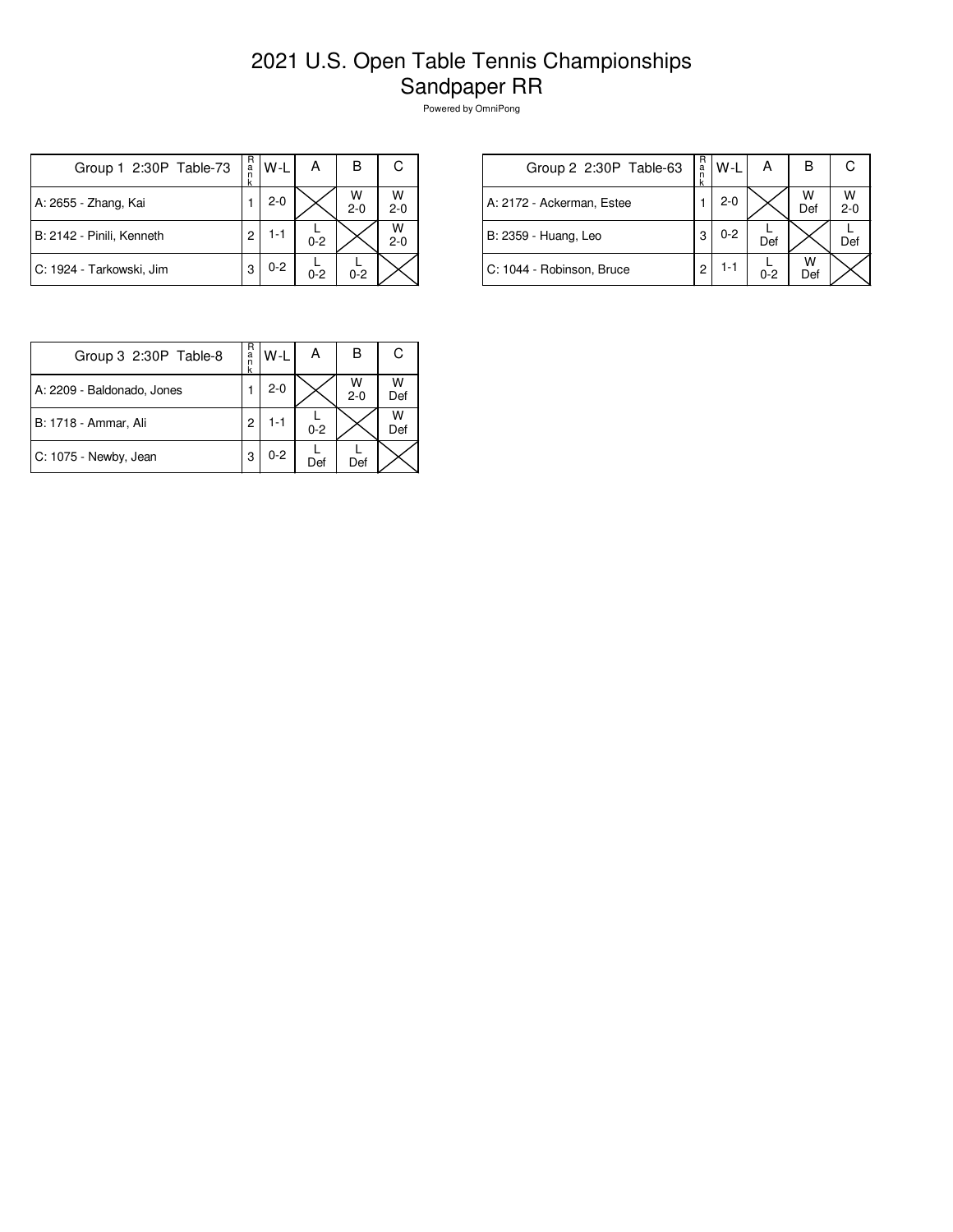# 2021 U.S. Open Table Tennis Championships
## Sandpaper RR

Powered by OmniPong

| Group 1 2:30P Table-73 | Rank | W-L | A | B | C |
|---|---|---|---|---|---|
| A: 2655 - Zhang, Kai | 1 | 2-0 | | W 2-0 | W 2-0 |
| B: 2142 - Pinili, Kenneth | 2 | 1-1 | L 0-2 | | W 2-0 |
| C: 1924 - Tarkowski, Jim | 3 | 0-2 | L 0-2 | L 0-2 | |

| Group 2 2:30P Table-63 | Rank | W-L | A | B | C |
|---|---|---|---|---|---|
| A: 2172 - Ackerman, Estee | 1 | 2-0 | | W Def | W 2-0 |
| B: 2359 - Huang, Leo | 3 | 0-2 | L Def | | L Def |
| C: 1044 - Robinson, Bruce | 2 | 1-1 | L 0-2 | W Def | |

| Group 3 2:30P Table-8 | Rank | W-L | A | B | C |
|---|---|---|---|---|---|
| A: 2209 - Baldonado, Jones | 1 | 2-0 | | W 2-0 | W Def |
| B: 1718 - Ammar, Ali | 2 | 1-1 | L 0-2 | | W Def |
| C: 1075 - Newby, Jean | 3 | 0-2 | L Def | L Def | |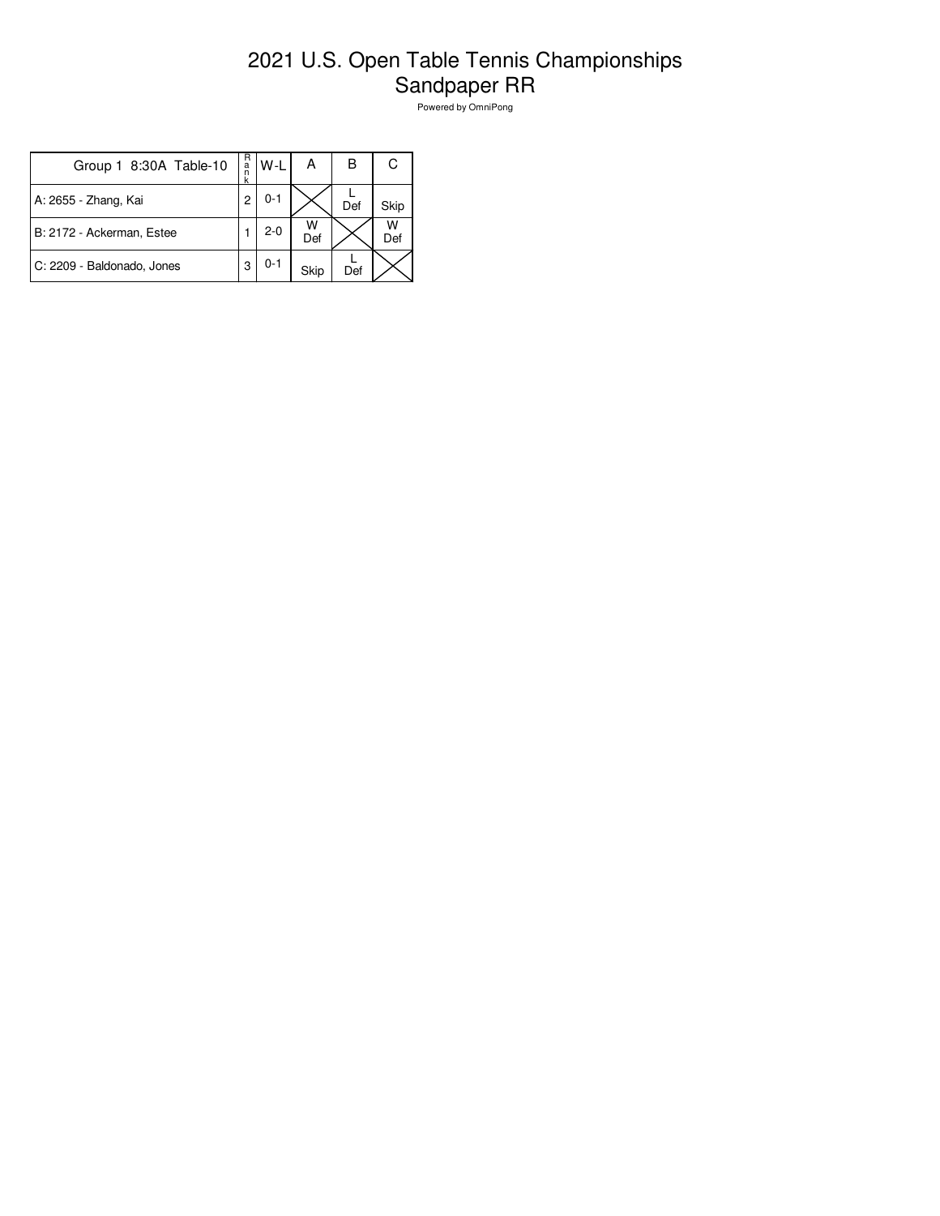# 2021 U.S. Open Table Tennis Championships

## Sandpaper RR

Powered by OmniPong

| Group 1 8:30A Table-10 | Rank | W-L | A | B | C |
|---|---|---|---|---|---|
| A: 2655 - Zhang, Kai | 2 | 0-1 | | L Def | Skip |
| B: 2172 - Ackerman, Estee | 1 | 2-0 | W Def | | W Def |
| C: 2209 - Baldonado, Jones | 3 | 0-1 | Skip | L Def | |